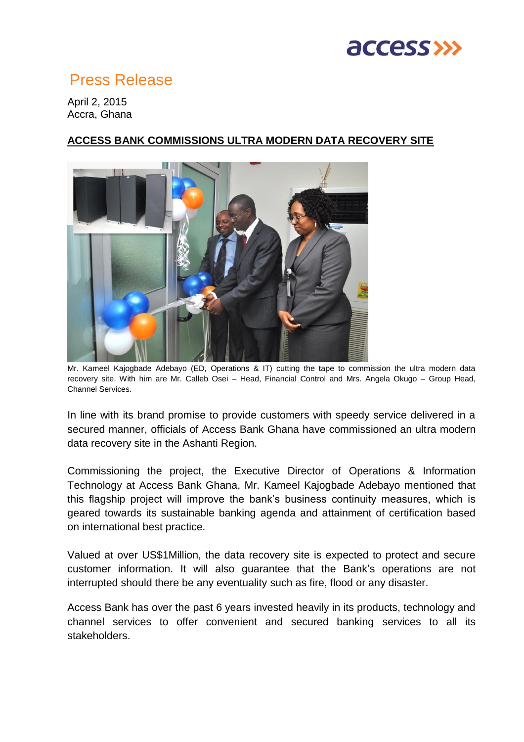# Press Release

April 2, 2015
Accra, Ghana

**ACCESS BANK COMMISSIONS ULTRA MODERN DATA RECOVERY SITE**

Mr. Kameel Kajogbade Adebayo (ED, Operations & IT) cutting the tape to commission the ultra modern data recovery site. With him are Mr. Calleb Osei – Head, Financial Control and Mrs. Angela Okugo – Group Head, Channel Services.

In line with its brand promise to provide customers with speedy service delivered in a secured manner, officials of Access Bank Ghana have commissioned an ultra modern data recovery site in the Ashanti Region.

Commissioning the project, the Executive Director of Operations & Information Technology at Access Bank Ghana, Mr. Kameel Kajogbade Adebayo mentioned that this flagship project will improve the bank's business continuity measures, which is geared towards its sustainable banking agenda and attainment of certification based on international best practice.

Valued at over US$1Million, the data recovery site is expected to protect and secure customer information. It will also guarantee that the Bank's operations are not interrupted should there be any eventuality such as fire, flood or any disaster.

Access Bank has over the past 6 years invested heavily in its products, technology and channel services to offer convenient and secured banking services to all its stakeholders.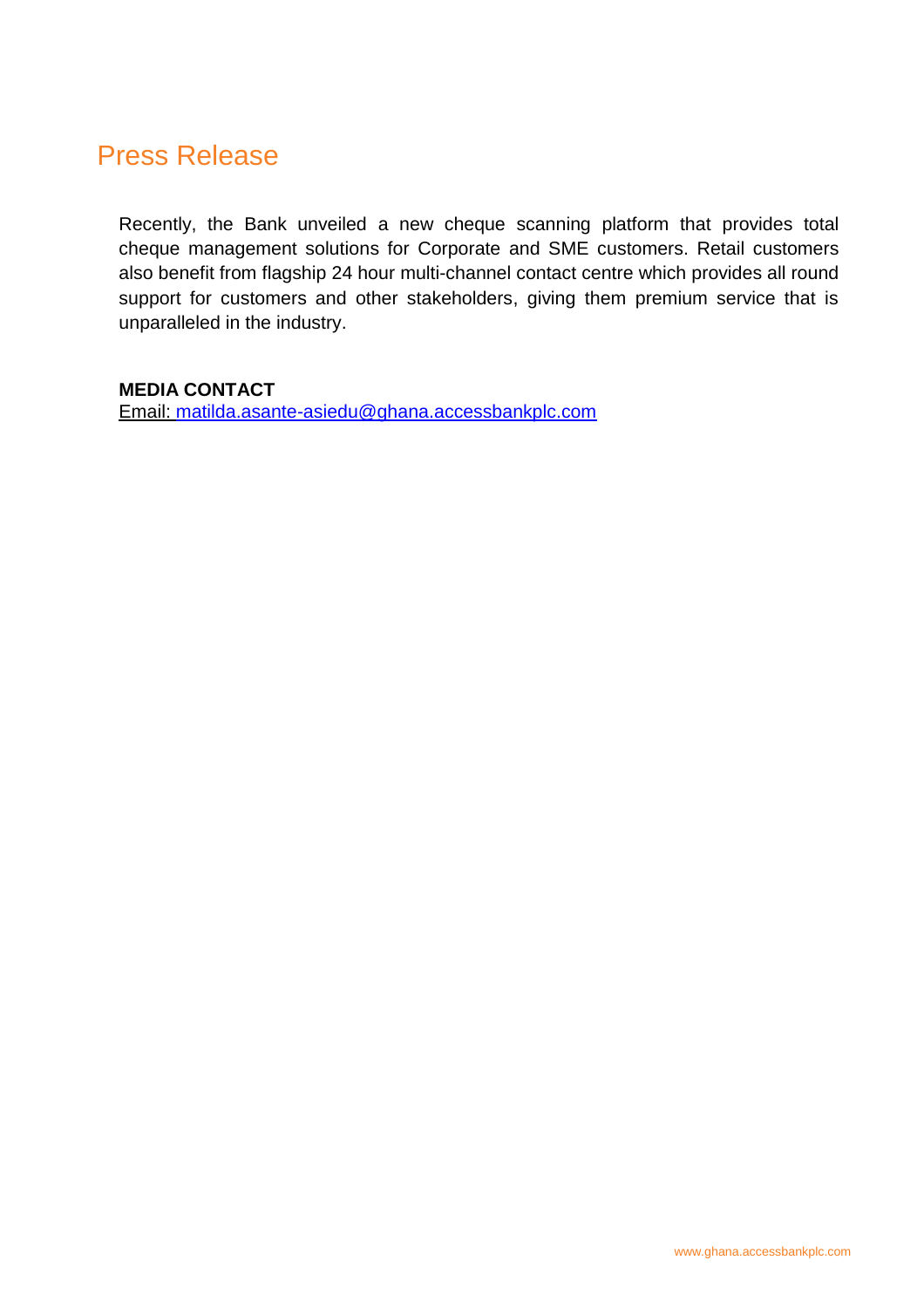# Press Release

Recently, the Bank unveiled a new cheque scanning platform that provides total cheque management solutions for Corporate and SME customers. Retail customers also benefit from flagship 24 hour multi-channel contact centre which provides all round support for customers and other stakeholders, giving them premium service that is unparalleled in the industry.

**MEDIA CONTACT**
Email: matilda.asante-asiedu@ghana.accessbankplc.com